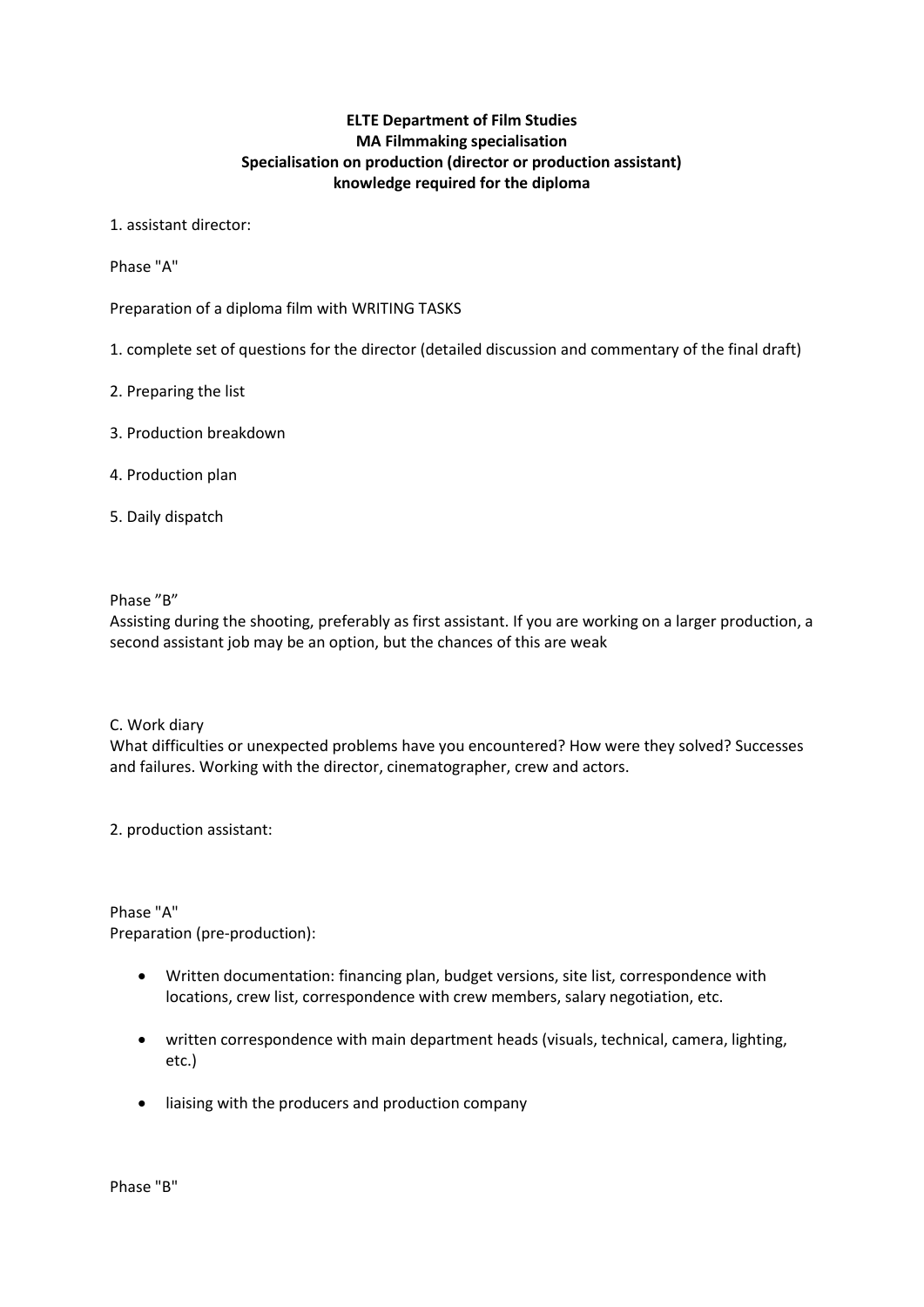**ELTE Department of Film Studies**
**MA Filmmaking specialisation**
**Specialisation on production (director or production assistant)**
**knowledge required for the diploma**

1. assistant director:

Phase "A"

Preparation of a diploma film with WRITING TASKS

1. complete set of questions for the director (detailed discussion and commentary of the final draft)
2. Preparing the list
3. Production breakdown
4. Production plan
5. Daily dispatch

Phase "B"
Assisting during the shooting, preferably as first assistant. If you are working on a larger production, a second assistant job may be an option, but the chances of this are weak

C. Work diary
What difficulties or unexpected problems have you encountered? How were they solved? Successes and failures. Working with the director, cinematographer, crew and actors.

2. production assistant:

Phase "A"
Preparation (pre-production):

- Written documentation: financing plan, budget versions, site list, correspondence with locations, crew list, correspondence with crew members, salary negotiation, etc.
- written correspondence with main department heads (visuals, technical, camera, lighting, etc.)
- liaising with the producers and production company

Phase "B"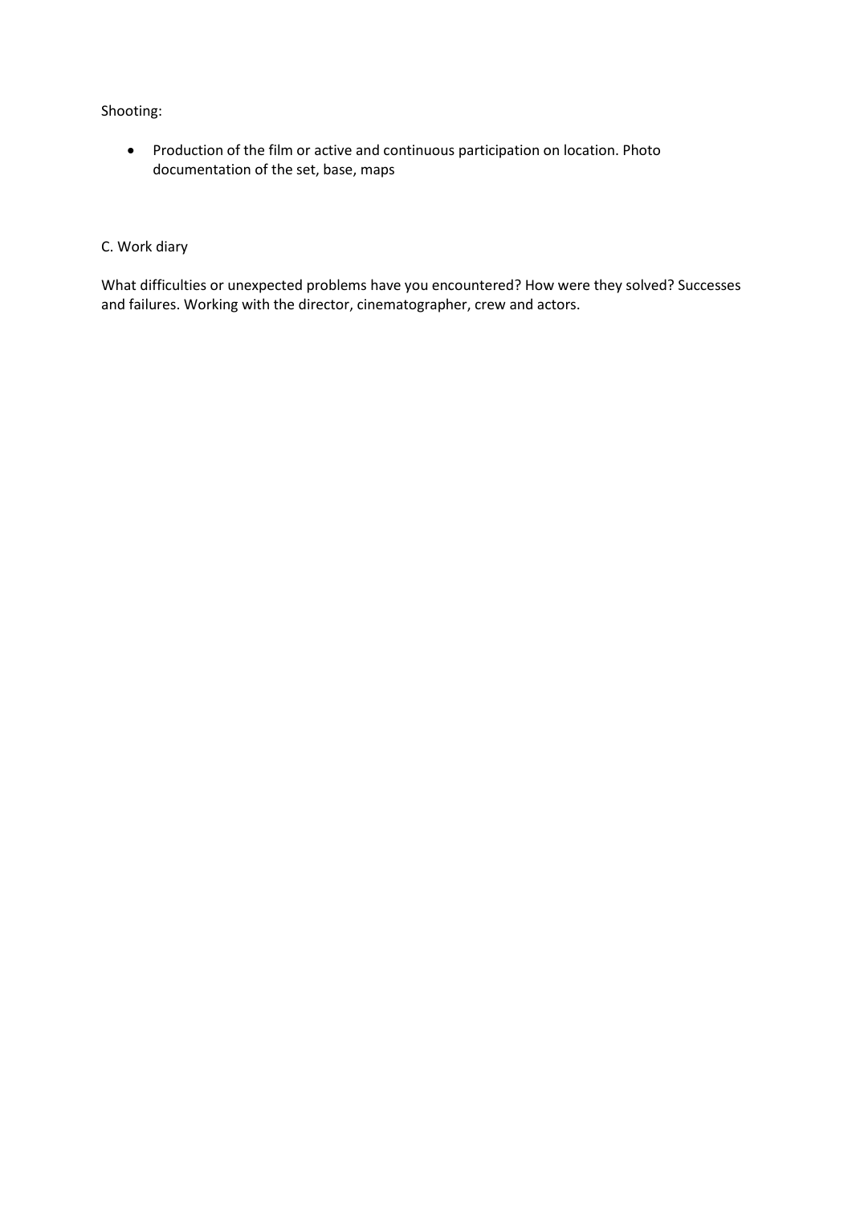Shooting:

- Production of the film or active and continuous participation on location. Photo documentation of the set, base, maps

C. Work diary

What difficulties or unexpected problems have you encountered? How were they solved? Successes and failures. Working with the director, cinematographer, crew and actors.